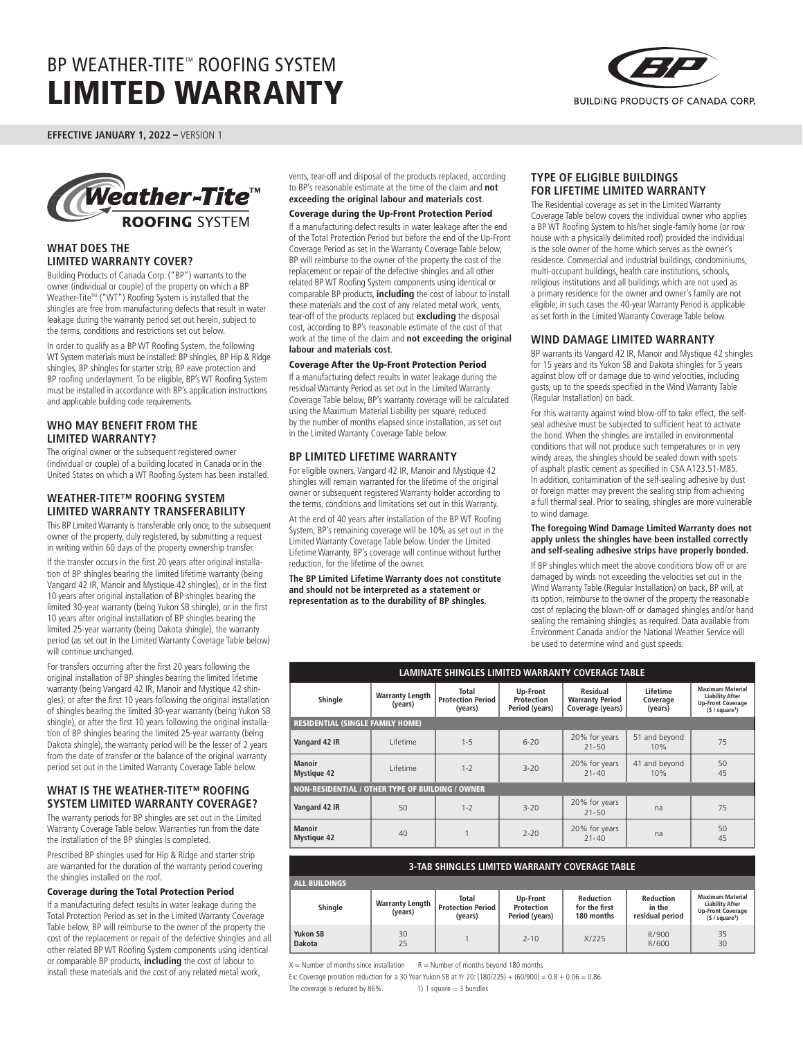# BP WEATHER-TITE™ ROOFING SYSTEM
# LIMITED WARRANTY

BUILDING PRODUCTS OF CANADA CORP.

**EFFECTIVE JANUARY 1, 2022 –** VERSION 1

Weather-Tite™ ROOFING SYSTEM

## WHAT DOES THE LIMITED WARRANTY COVER?

Building Products of Canada Corp. ("BP") warrants to the owner (individual or couple) of the property on which a BP Weather-Tite™ ("WT") Roofing System is installed that the shingles are free from manufacturing defects that result in water leakage during the warranty period set out herein, subject to the terms, conditions and restrictions set out below.

In order to qualify as a BP WT Roofing System, the following WT System materials must be installed: BP shingles, BP Hip & Ridge shingles, BP shingles for starter strip, BP eave protection and BP roofing underlayment. To be eligible, BP's WT Roofing System must be installed in accordance with BP's application instructions and applicable building code requirements.

## WHO MAY BENEFIT FROM THE LIMITED WARRANTY?

The original owner or the subsequent registered owner (individual or couple) of a building located in Canada or in the United States on which a WT Roofing System has been installed.

## WEATHER-TITE™ ROOFING SYSTEM LIMITED WARRANTY TRANSFERABILITY

This BP Limited Warranty is transferable only once, to the subsequent owner of the property, duly registered, by submitting a request in writing within 60 days of the property ownership transfer.

If the transfer occurs in the first 20 years after original installation of BP shingles bearing the limited lifetime warranty (being Vangard 42 IR, Manoir and Mystique 42 shingles), or in the first 10 years after original installation of BP shingles bearing the limited 30-year warranty (being Yukon SB shingle), or in the first 10 years after original installation of BP shingles bearing the limited 25-year warranty (being Dakota shingle), the warranty period (as set out in the Limited Warranty Coverage Table below) will continue unchanged.

For transfers occurring after the first 20 years following the original installation of BP shingles bearing the limited lifetime warranty (being Vangard 42 IR, Manoir and Mystique 42 shingles), or after the first 10 years following the original installation of shingles bearing the limited 30-year warranty (being Yukon SB shingle), or after the first 10 years following the original installation of BP shingles bearing the limited 25-year warranty (being Dakota shingle), the warranty period will be the lesser of 2 years from the date of transfer or the balance of the original warranty period set out in the Limited Warranty Coverage Table below.

## WHAT IS THE WEATHER-TITE™ ROOFING SYSTEM LIMITED WARRANTY COVERAGE?

The warranty periods for BP shingles are set out in the Limited Warranty Coverage Table below. Warranties run from the date the installation of the BP shingles is completed.

Prescribed BP shingles used for Hip & Ridge and starter strip are warranted for the duration of the warranty period covering the shingles installed on the roof.

### Coverage during the Total Protection Period

If a manufacturing defect results in water leakage during the Total Protection Period as set in the Limited Warranty Coverage Table below, BP will reimburse to the owner of the property the cost of the replacement or repair of the defective shingles and all other related BP WT Roofing System components using identical or comparable BP products, **including** the cost of labour to install these materials and the cost of any related metal work, vents, tear-off and disposal of the products replaced, according to BP's reasonable estimate at the time of the claim and **not exceeding the original labour and materials cost**.

### Coverage during the Up-Front Protection Period

If a manufacturing defect results in water leakage after the end of the Total Protection Period but before the end of the Up-Front Coverage Period as set in the Warranty Coverage Table below, BP will reimburse to the owner of the property the cost of the replacement or repair of the defective shingles and all other related BP WT Roofing System components using identical or comparable BP products, **including** the cost of labour to install these materials and the cost of any related metal work, vents, tear-off of the products replaced but **excluding** the disposal cost, according to BP's reasonable estimate of the cost of that work at the time of the claim and **not exceeding the original labour and materials cost**.

### Coverage After the Up-Front Protection Period

If a manufacturing defect results in water leakage during the residual Warranty Period as set out in the Limited Warranty Coverage Table below, BP's warranty coverage will be calculated using the Maximum Material Liability per square, reduced by the number of months elapsed since installation, as set out in the Limited Warranty Coverage Table below.

## BP LIMITED LIFETIME WARRANTY

For eligible owners, Vangard 42 IR, Manoir and Mystique 42 shingles will remain warranted for the lifetime of the original owner or subsequent registered Warranty holder according to the terms, conditions and limitations set out in this Warranty.

At the end of 40 years after installation of the BP WT Roofing System, BP's remaining coverage will be 10% as set out in the Limited Warranty Coverage Table below. Under the Limited Lifetime Warranty, BP's coverage will continue without further reduction, for the lifetime of the owner.

**The BP Limited Lifetime Warranty does not constitute and should not be interpreted as a statement or representation as to the durability of BP shingles.**

## TYPE OF ELIGIBLE BUILDINGS FOR LIFETIME LIMITED WARRANTY

The Residential coverage as set in the Limited Warranty Coverage Table below covers the individual owner who applies a BP WT Roofing System to his/her single-family home (or row house with a physically delimited roof) provided the individual is the sole owner of the home which serves as the owner's residence. Commercial and industrial buildings, condominiums, multi-occupant buildings, health care institutions, schools, religious institutions and all buildings which are not used as a primary residence for the owner and owner's family are not eligible; in such cases the 40-year Warranty Period is applicable as set forth in the Limited Warranty Coverage Table below.

## WIND DAMAGE LIMITED WARRANTY

BP warrants its Vangard 42 IR, Manoir and Mystique 42 shingles for 15 years and its Yukon SB and Dakota shingles for 5 years against blow off or damage due to wind velocities, including gusts, up to the speeds specified in the Wind Warranty Table (Regular Installation) on back.

For this warranty against wind blow-off to take effect, the self-seal adhesive must be subjected to sufficient heat to activate the bond. When the shingles are installed in environmental conditions that will not produce such temperatures or in very windy areas, the shingles should be sealed down with spots of asphalt plastic cement as specified in CSA A123.51-M85. In addition, contamination of the self-sealing adhesive by dust or foreign matter may prevent the sealing strip from achieving a full thermal seal. Prior to sealing, shingles are more vulnerable to wind damage.

**The foregoing Wind Damage Limited Warranty does not apply unless the shingles have been installed correctly and self-sealing adhesive strips have properly bonded.**

If BP shingles which meet the above conditions blow off or are damaged by winds not exceeding the velocities set out in the Wind Warranty Table (Regular Installation) on back, BP will, at its option, reimburse to the owner of the property the reasonable cost of replacing the blown-off or damaged shingles and/or hand sealing the remaining shingles, as required. Data available from Environment Canada and/or the National Weather Service will be used to determine wind and gust speeds.

**LAMINATE SHINGLES LIMITED WARRANTY COVERAGE TABLE**

| Shingle | Warranty Length (years) | Total Protection Period (years) | Up-Front Protection Period (years) | Residual Warranty Period Coverage (years) | Lifetime Coverage (years) | Maximum Material Liability After Up-Front Coverage ($ / square[1]) |
|---|---|---|---|---|---|---|
| **RESIDENTIAL (SINGLE FAMILY HOME)** | | | | | | |
| **Vangard 42 IR** | Lifetime | 1-5 | 6-20 | 20% for years 21-50 | 51 and beyond 10% | 75 |
| **Manoir** / **Mystique 42** | Lifetime | 1-2 | 3-20 | 20% for years 21-40 | 41 and beyond 10% | 50 / 45 |
| **NON-RESIDENTIAL / OTHER TYPE OF BUILDING / OWNER** | | | | | | |
| **Vangard 42 IR** | 50 | 1-2 | 3-20 | 20% for years 21-50 | na | 75 |
| **Manoir** / **Mystique 42** | 40 | 1 | 2-20 | 20% for years 21-40 | na | 50 / 45 |

**3-TAB SHINGLES LIMITED WARRANTY COVERAGE TABLE**

| Shingle | Warranty Length (years) | Total Protection Period (years) | Up-Front Protection Period (years) | Reduction for the first 180 months | Reduction in the residual period | Maximum Material Liability After Up-Front Coverage ($ / square[1]) |
|---|---|---|---|---|---|---|
| **ALL BUILDINGS** | | | | | | |
| **Yukon SB** / **Dakota** | 30 / 25 | 1 | 2-10 | X/225 | R/900 / R/600 | 35 / 30 |

X = Number of months since installation  R = Number of months beyond 180 months

Ex: Coverage proration reduction for a 30 Year Yukon SB at Yr 20: $(180/225) + (60/900) = 0.8 + 0.06 = 0.86$.

The coverage is reduced by 86%.

1) 1 square = 3 bundles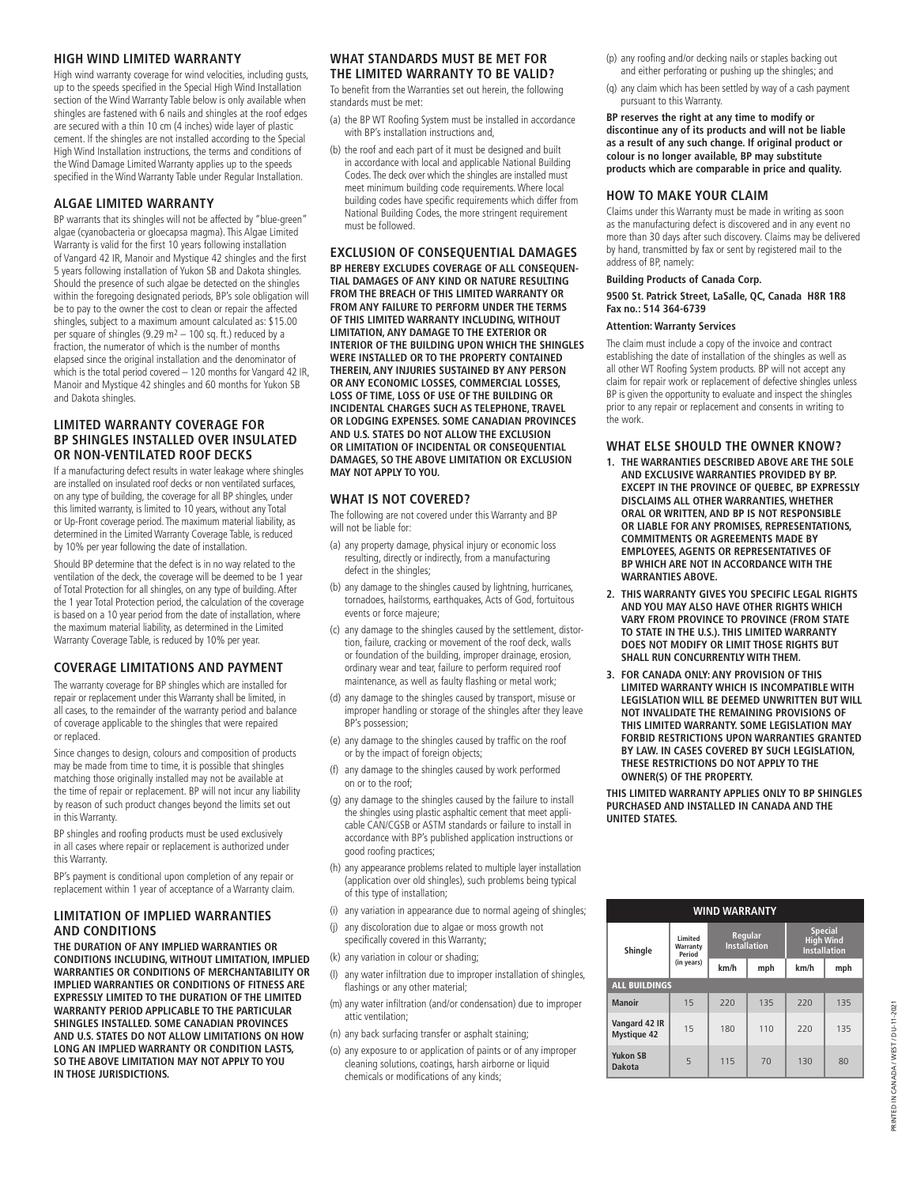## HIGH WIND LIMITED WARRANTY

High wind warranty coverage for wind velocities, including gusts, up to the speeds specified in the Special High Wind Installation section of the Wind Warranty Table below is only available when shingles are fastened with 6 nails and shingles at the roof edges are secured with a thin 10 cm (4 inches) wide layer of plastic cement. If the shingles are not installed according to the Special High Wind Installation instructions, the terms and conditions of the Wind Damage Limited Warranty applies up to the speeds specified in the Wind Warranty Table under Regular Installation.

## ALGAE LIMITED WARRANTY

BP warrants that its shingles will not be affected by "blue-green" algae (cyanobacteria or gloecapsa magma). This Algae Limited Warranty is valid for the first 10 years following installation of Vangard 42 IR, Manoir and Mystique 42 shingles and the first 5 years following installation of Yukon SB and Dakota shingles. Should the presence of such algae be detected on the shingles within the foregoing designated periods, BP's sole obligation will be to pay to the owner the cost to clean or repair the affected shingles, subject to a maximum amount calculated as: $15.00 per square of shingles (9.29 m² – 100 sq. ft.) reduced by a fraction, the numerator of which is the number of months elapsed since the original installation and the denominator of which is the total period covered – 120 months for Vangard 42 IR, Manoir and Mystique 42 shingles and 60 months for Yukon SB and Dakota shingles.

## LIMITED WARRANTY COVERAGE FOR BP SHINGLES INSTALLED OVER INSULATED OR NON-VENTILATED ROOF DECKS

If a manufacturing defect results in water leakage where shingles are installed on insulated roof decks or non ventilated surfaces, on any type of building, the coverage for all BP shingles, under this limited warranty, is limited to 10 years, without any Total or Up-Front coverage period. The maximum material liability, as determined in the Limited Warranty Coverage Table, is reduced by 10% per year following the date of installation.

Should BP determine that the defect is in no way related to the ventilation of the deck, the coverage will be deemed to be 1 year of Total Protection for all shingles, on any type of building. After the 1 year Total Protection period, the calculation of the coverage is based on a 10 year period from the date of installation, where the maximum material liability, as determined in the Limited Warranty Coverage Table, is reduced by 10% per year.

## COVERAGE LIMITATIONS AND PAYMENT

The warranty coverage for BP shingles which are installed for repair or replacement under this Warranty shall be limited, in all cases, to the remainder of the warranty period and balance of coverage applicable to the shingles that were repaired or replaced.

Since changes to design, colours and composition of products may be made from time to time, it is possible that shingles matching those originally installed may not be available at the time of repair or replacement. BP will not incur any liability by reason of such product changes beyond the limits set out in this Warranty.

BP shingles and roofing products must be used exclusively in all cases where repair or replacement is authorized under this Warranty.

BP's payment is conditional upon completion of any repair or replacement within 1 year of acceptance of a Warranty claim.

## LIMITATION OF IMPLIED WARRANTIES AND CONDITIONS

**THE DURATION OF ANY IMPLIED WARRANTIES OR CONDITIONS INCLUDING, WITHOUT LIMITATION, IMPLIED WARRANTIES OR CONDITIONS OF MERCHANTABILITY OR IMPLIED WARRANTIES OR CONDITIONS OF FITNESS ARE EXPRESSLY LIMITED TO THE DURATION OF THE LIMITED WARRANTY PERIOD APPLICABLE TO THE PARTICULAR SHINGLES INSTALLED. SOME CANADIAN PROVINCES AND U.S. STATES DO NOT ALLOW LIMITATIONS ON HOW LONG AN IMPLIED WARRANTY OR CONDITION LASTS, SO THE ABOVE LIMITATION MAY NOT APPLY TO YOU IN THOSE JURISDICTIONS.**

## WHAT STANDARDS MUST BE MET FOR THE LIMITED WARRANTY TO BE VALID?

To benefit from the Warranties set out herein, the following standards must be met:

(a) the BP WT Roofing System must be installed in accordance with BP's installation instructions and,

(b) the roof and each part of it must be designed and built in accordance with local and applicable National Building Codes. The deck over which the shingles are installed must meet minimum building code requirements. Where local building codes have specific requirements which differ from National Building Codes, the more stringent requirement must be followed.

## EXCLUSION OF CONSEQUENTIAL DAMAGES

**BP HEREBY EXCLUDES COVERAGE OF ALL CONSEQUENTIAL DAMAGES OF ANY KIND OR NATURE RESULTING FROM THE BREACH OF THIS LIMITED WARRANTY OR FROM ANY FAILURE TO PERFORM UNDER THE TERMS OF THIS LIMITED WARRANTY INCLUDING, WITHOUT LIMITATION, ANY DAMAGE TO THE EXTERIOR OR INTERIOR OF THE BUILDING UPON WHICH THE SHINGLES WERE INSTALLED OR TO THE PROPERTY CONTAINED THEREIN, ANY INJURIES SUSTAINED BY ANY PERSON OR ANY ECONOMIC LOSSES, COMMERCIAL LOSSES, LOSS OF TIME, LOSS OF USE OF THE BUILDING OR INCIDENTAL CHARGES SUCH AS TELEPHONE, TRAVEL OR LODGING EXPENSES. SOME CANADIAN PROVINCES AND U.S. STATES DO NOT ALLOW THE EXCLUSION OR LIMITATION OF INCIDENTAL OR CONSEQUENTIAL DAMAGES, SO THE ABOVE LIMITATION OR EXCLUSION MAY NOT APPLY TO YOU.**

## WHAT IS NOT COVERED?

The following are not covered under this Warranty and BP will not be liable for:

(a) any property damage, physical injury or economic loss resulting, directly or indirectly, from a manufacturing defect in the shingles;

(b) any damage to the shingles caused by lightning, hurricanes, tornadoes, hailstorms, earthquakes, Acts of God, fortuitous events or force majeure;

(c) any damage to the shingles caused by the settlement, distortion, failure, cracking or movement of the roof deck, walls or foundation of the building, improper drainage, erosion, ordinary wear and tear, failure to perform required roof maintenance, as well as faulty flashing or metal work;

(d) any damage to the shingles caused by transport, misuse or improper handling or storage of the shingles after they leave BP's possession;

(e) any damage to the shingles caused by traffic on the roof or by the impact of foreign objects;

(f) any damage to the shingles caused by work performed on or to the roof;

(g) any damage to the shingles caused by the failure to install the shingles using plastic asphaltic cement that meet applicable CAN/CGSB or ASTM standards or failure to install in accordance with BP's published application instructions or good roofing practices;

(h) any appearance problems related to multiple layer installation (application over old shingles), such problems being typical of this type of installation;

(i) any variation in appearance due to normal ageing of shingles;

(j) any discoloration due to algae or moss growth not specifically covered in this Warranty;

(k) any variation in colour or shading;

(l) any water infiltration due to improper installation of shingles, flashings or any other material;

(m) any water infiltration (and/or condensation) due to improper attic ventilation;

(n) any back surfacing transfer or asphalt staining;

(o) any exposure to or application of paints or of any improper cleaning solutions, coatings, harsh airborne or liquid chemicals or modifications of any kinds;

(p) any roofing and/or decking nails or staples backing out and either perforating or pushing up the shingles; and

(q) any claim which has been settled by way of a cash payment pursuant to this Warranty.

**BP reserves the right at any time to modify or discontinue any of its products and will not be liable as a result of any such change. If original product or colour is no longer available, BP may substitute products which are comparable in price and quality.**

## HOW TO MAKE YOUR CLAIM

Claims under this Warranty must be made in writing as soon as the manufacturing defect is discovered and in any event no more than 30 days after such discovery. Claims may be delivered by hand, transmitted by fax or sent by registered mail to the address of BP, namely:

**Building Products of Canada Corp.**

**9500 St. Patrick Street, LaSalle, QC, Canada H8R 1R8**
**Fax no.: 514 364-6739**

**Attention: Warranty Services**

The claim must include a copy of the invoice and contract establishing the date of installation of the shingles as well as all other WT Roofing System products. BP will not accept any claim for repair work or replacement of defective shingles unless BP is given the opportunity to evaluate and inspect the shingles prior to any repair or replacement and consents in writing to the work.

## WHAT ELSE SHOULD THE OWNER KNOW?

1. **THE WARRANTIES DESCRIBED ABOVE ARE THE SOLE AND EXCLUSIVE WARRANTIES PROVIDED BY BP. EXCEPT IN THE PROVINCE OF QUEBEC, BP EXPRESSLY DISCLAIMS ALL OTHER WARRANTIES, WHETHER ORAL OR WRITTEN, AND BP IS NOT RESPONSIBLE OR LIABLE FOR ANY PROMISES, REPRESENTATIONS, COMMITMENTS OR AGREEMENTS MADE BY EMPLOYEES, AGENTS OR REPRESENTATIVES OF BP WHICH ARE NOT IN ACCORDANCE WITH THE WARRANTIES ABOVE.**
2. **THIS WARRANTY GIVES YOU SPECIFIC LEGAL RIGHTS AND YOU MAY ALSO HAVE OTHER RIGHTS WHICH VARY FROM PROVINCE TO PROVINCE (FROM STATE TO STATE IN THE U.S.). THIS LIMITED WARRANTY DOES NOT MODIFY OR LIMIT THOSE RIGHTS BUT SHALL RUN CONCURRENTLY WITH THEM.**
3. **FOR CANADA ONLY: ANY PROVISION OF THIS LIMITED WARRANTY WHICH IS INCOMPATIBLE WITH LEGISLATION WILL BE DEEMED UNWRITTEN BUT WILL NOT INVALIDATE THE REMAINING PROVISIONS OF THIS LIMITED WARRANTY. SOME LEGISLATION MAY FORBID RESTRICTIONS UPON WARRANTIES GRANTED BY LAW. IN CASES COVERED BY SUCH LEGISLATION, THESE RESTRICTIONS DO NOT APPLY TO THE OWNER(S) OF THE PROPERTY.**

**THIS LIMITED WARRANTY APPLIES ONLY TO BP SHINGLES PURCHASED AND INSTALLED IN CANADA AND THE UNITED STATES.**

| WIND WARRANTY | | | | | |
|---|---|---|---|---|---|
| Shingle | Limited Warranty Period (in years) | Regular Installation | | Special High Wind Installation | |
| | | km/h | mph | km/h | mph |
| **ALL BUILDINGS** | | | | | |
| **Manoir** | 15 | 220 | 135 | 220 | 135 |
| **Vangard 42 IR Mystique 42** | 15 | 180 | 110 | 220 | 135 |
| **Yukon SB Dakota** | 5 | 115 | 70 | 130 | 80 |

PRINTED IN CANADA / WEST / DU-11-2021